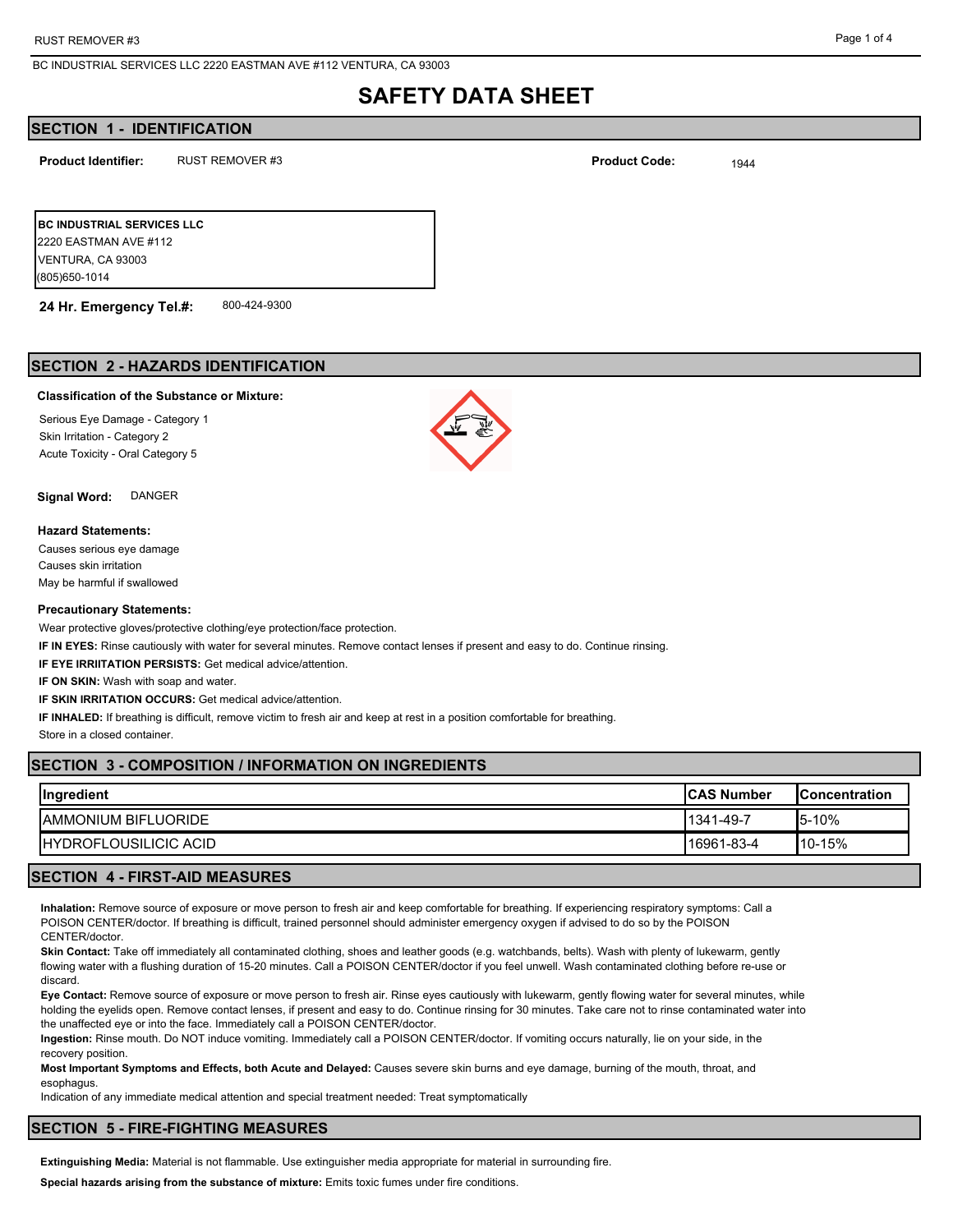# SAFETY DATA SHEET

## SECTION 1 - IDENTIFICATION

**Product Identifier:** RUST REMOVER #3

**Product Code:** 1944

**BC INDUSTRIAL SERVICES LLC**
2220 EASTMAN AVE #112
VENTURA, CA 93003
(805)650-1014

**24 Hr. Emergency Tel.#:** 800-424-9300

## SECTION 2 - HAZARDS IDENTIFICATION

**Classification of the Substance or Mixture:**

Serious Eye Damage - Category 1
Skin Irritation - Category 2
Acute Toxicity - Oral Category 5

**Signal Word:** DANGER

**Hazard Statements:**

Causes serious eye damage
Causes skin irritation
May be harmful if swallowed

**Precautionary Statements:**

Wear protective gloves/protective clothing/eye protection/face protection.

**IF IN EYES:** Rinse cautiously with water for several minutes. Remove contact lenses if present and easy to do. Continue rinsing.

**IF EYE IRRIITATION PERSISTS:** Get medical advice/attention.

**IF ON SKIN:** Wash with soap and water.

**IF SKIN IRRITATION OCCURS:** Get medical advice/attention.

**IF INHALED:** If breathing is difficult, remove victim to fresh air and keep at rest in a position comfortable for breathing.

Store in a closed container.

## SECTION 3 - COMPOSITION / INFORMATION ON INGREDIENTS

| Ingredient | CAS Number | Concentration |
|---|---|---|
| AMMONIUM BIFLUORIDE | 1341-49-7 | 5-10% |
| HYDROFLOUSILICIC ACID | 16961-83-4 | 10-15% |

## SECTION 4 - FIRST-AID MEASURES

**Inhalation:** Remove source of exposure or move person to fresh air and keep comfortable for breathing. If experiencing respiratory symptoms: Call a POISON CENTER/doctor. If breathing is difficult, trained personnel should administer emergency oxygen if advised to do so by the POISON CENTER/doctor.

**Skin Contact:** Take off immediately all contaminated clothing, shoes and leather goods (e.g. watchbands, belts). Wash with plenty of lukewarm, gently flowing water with a flushing duration of 15-20 minutes. Call a POISON CENTER/doctor if you feel unwell. Wash contaminated clothing before re-use or discard.

**Eye Contact:** Remove source of exposure or move person to fresh air. Rinse eyes cautiously with lukewarm, gently flowing water for several minutes, while holding the eyelids open. Remove contact lenses, if present and easy to do. Continue rinsing for 30 minutes. Take care not to rinse contaminated water into the unaffected eye or into the face. Immediately call a POISON CENTER/doctor.

**Ingestion:** Rinse mouth. Do NOT induce vomiting. Immediately call a POISON CENTER/doctor. If vomiting occurs naturally, lie on your side, in the recovery position.

**Most Important Symptoms and Effects, both Acute and Delayed:** Causes severe skin burns and eye damage, burning of the mouth, throat, and esophagus.

Indication of any immediate medical attention and special treatment needed: Treat symptomatically

## SECTION 5 - FIRE-FIGHTING MEASURES

**Extinguishing Media:** Material is not flammable. Use extinguisher media appropriate for material in surrounding fire.

**Special hazards arising from the substance of mixture:** Emits toxic fumes under fire conditions.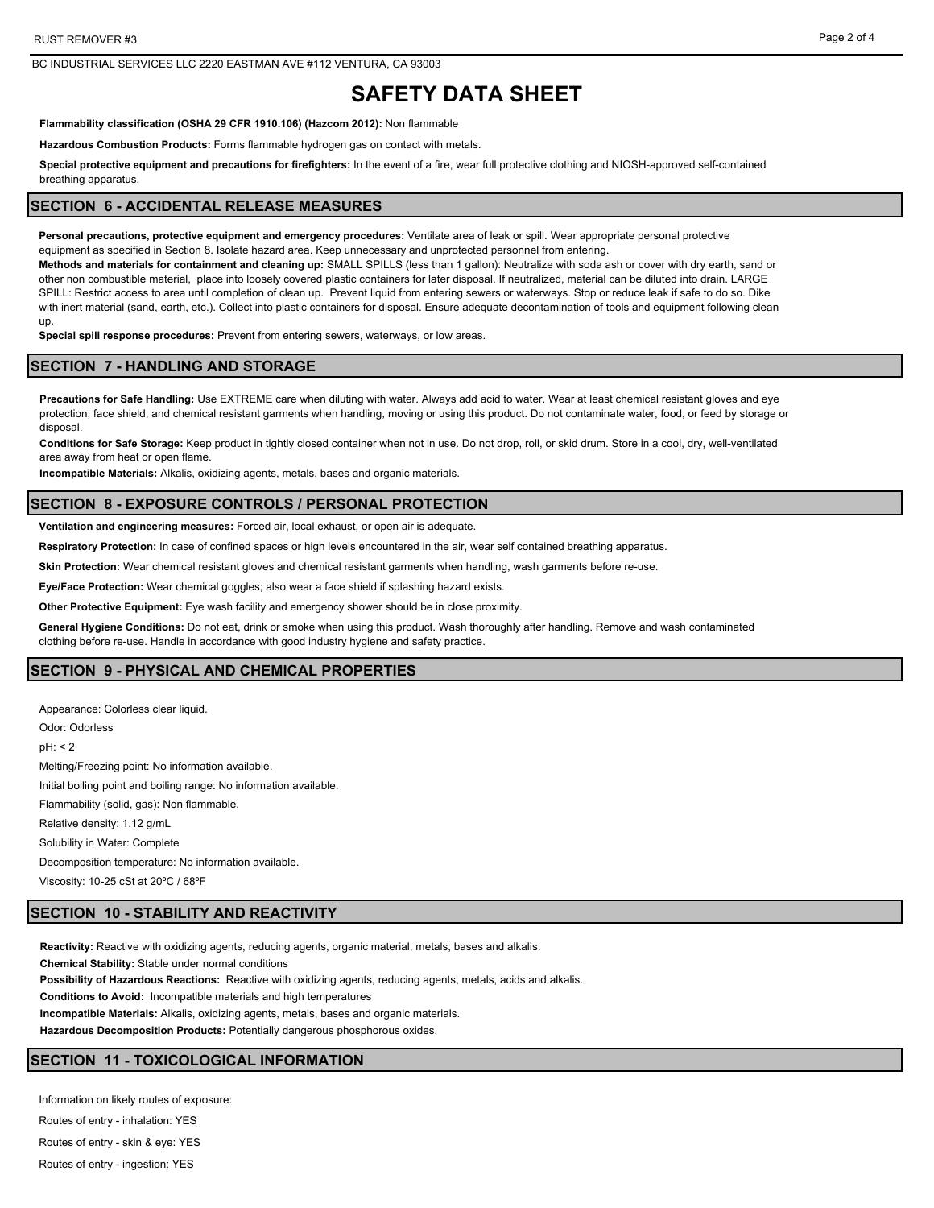# SAFETY DATA SHEET

**Flammability classification (OSHA 29 CFR 1910.106) (Hazcom 2012):** Non flammable

**Hazardous Combustion Products:** Forms flammable hydrogen gas on contact with metals.

**Special protective equipment and precautions for firefighters:** In the event of a fire, wear full protective clothing and NIOSH-approved self-contained breathing apparatus.

## SECTION 6 - ACCIDENTAL RELEASE MEASURES

**Personal precautions, protective equipment and emergency procedures:** Ventilate area of leak or spill. Wear appropriate personal protective equipment as specified in Section 8. Isolate hazard area. Keep unnecessary and unprotected personnel from entering.
**Methods and materials for containment and cleaning up:** SMALL SPILLS (less than 1 gallon): Neutralize with soda ash or cover with dry earth, sand or other non combustible material, place into loosely covered plastic containers for later disposal. If neutralized, material can be diluted into drain. LARGE SPILL: Restrict access to area until completion of clean up. Prevent liquid from entering sewers or waterways. Stop or reduce leak if safe to do so. Dike with inert material (sand, earth, etc.). Collect into plastic containers for disposal. Ensure adequate decontamination of tools and equipment following clean up.
**Special spill response procedures:** Prevent from entering sewers, waterways, or low areas.

## SECTION 7 - HANDLING AND STORAGE

**Precautions for Safe Handling:** Use EXTREME care when diluting with water. Always add acid to water. Wear at least chemical resistant gloves and eye protection, face shield, and chemical resistant garments when handling, moving or using this product. Do not contaminate water, food, or feed by storage or disposal.
**Conditions for Safe Storage:** Keep product in tightly closed container when not in use. Do not drop, roll, or skid drum. Store in a cool, dry, well-ventilated area away from heat or open flame.
**Incompatible Materials:** Alkalis, oxidizing agents, metals, bases and organic materials.

## SECTION 8 - EXPOSURE CONTROLS / PERSONAL PROTECTION

**Ventilation and engineering measures:** Forced air, local exhaust, or open air is adequate.

**Respiratory Protection:** In case of confined spaces or high levels encountered in the air, wear self contained breathing apparatus.

**Skin Protection:** Wear chemical resistant gloves and chemical resistant garments when handling, wash garments before re-use.

**Eye/Face Protection:** Wear chemical goggles; also wear a face shield if splashing hazard exists.

**Other Protective Equipment:** Eye wash facility and emergency shower should be in close proximity.

**General Hygiene Conditions:** Do not eat, drink or smoke when using this product. Wash thoroughly after handling. Remove and wash contaminated clothing before re-use. Handle in accordance with good industry hygiene and safety practice.

## SECTION 9 - PHYSICAL AND CHEMICAL PROPERTIES

Appearance: Colorless clear liquid.

Odor: Odorless

pH: < 2

Melting/Freezing point: No information available.

Initial boiling point and boiling range: No information available.

Flammability (solid, gas): Non flammable.

Relative density: 1.12 g/mL

Solubility in Water: Complete

Decomposition temperature: No information available.

Viscosity: 10-25 cSt at 20ºC / 68ºF

## SECTION 10 - STABILITY AND REACTIVITY

**Reactivity:** Reactive with oxidizing agents, reducing agents, organic material, metals, bases and alkalis.
**Chemical Stability:** Stable under normal conditions
**Possibility of Hazardous Reactions:** Reactive with oxidizing agents, reducing agents, metals, acids and alkalis.
**Conditions to Avoid:** Incompatible materials and high temperatures
**Incompatible Materials:** Alkalis, oxidizing agents, metals, bases and organic materials.
**Hazardous Decomposition Products:** Potentially dangerous phosphorous oxides.

## SECTION 11 - TOXICOLOGICAL INFORMATION

Information on likely routes of exposure:

Routes of entry - inhalation: YES

Routes of entry - skin & eye: YES

Routes of entry - ingestion: YES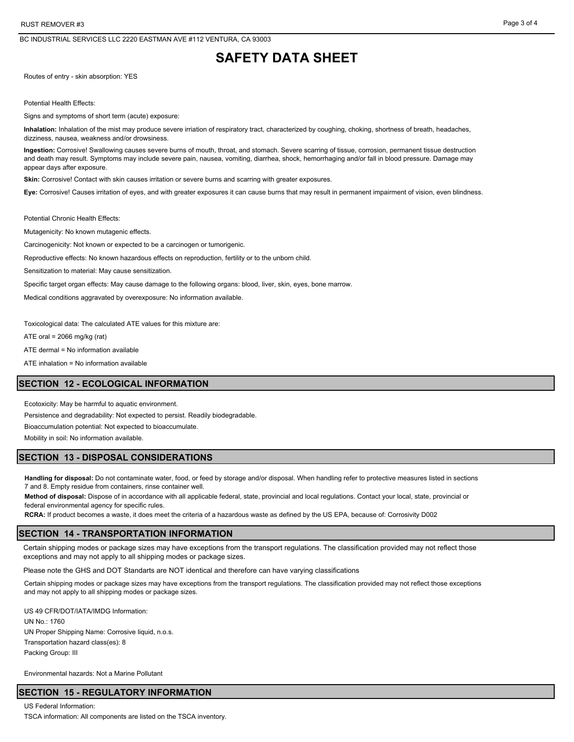# SAFETY DATA SHEET

Routes of entry - skin absorption: YES

Potential Health Effects:

Signs and symptoms of short term (acute) exposure:

**Inhalation:** Inhalation of the mist may produce severe irriation of respiratory tract, characterized by coughing, choking, shortness of breath, headaches, dizziness, nausea, weakness and/or drowsiness.

**Ingestion:** Corrosive! Swallowing causes severe burns of mouth, throat, and stomach. Severe scarring of tissue, corrosion, permanent tissue destruction and death may result. Symptoms may include severe pain, nausea, vomiting, diarrhea, shock, hemorrhaging and/or fall in blood pressure. Damage may appear days after exposure.

**Skin:** Corrosive! Contact with skin causes irritation or severe burns and scarring with greater exposures.

**Eye:** Corrosive! Causes irritation of eyes, and with greater exposures it can cause burns that may result in permanent impairment of vision, even blindness.

Potential Chronic Health Effects:

Mutagenicity: No known mutagenic effects.

Carcinogenicity: Not known or expected to be a carcinogen or tumorigenic.

Reproductive effects: No known hazardous effects on reproduction, fertility or to the unborn child.

Sensitization to material: May cause sensitization.

Specific target organ effects: May cause damage to the following organs: blood, liver, skin, eyes, bone marrow.

Medical conditions aggravated by overexposure: No information available.

Toxicological data: The calculated ATE values for this mixture are:

ATE oral = 2066 mg/kg (rat)

ATE dermal = No information available

ATE inhalation = No information available

## SECTION 12 - ECOLOGICAL INFORMATION

Ecotoxicity: May be harmful to aquatic environment.

Persistence and degradability: Not expected to persist. Readily biodegradable.

Bioaccumulation potential: Not expected to bioaccumulate.

Mobility in soil: No information available.

## SECTION 13 - DISPOSAL CONSIDERATIONS

**Handling for disposal:** Do not contaminate water, food, or feed by storage and/or disposal. When handling refer to protective measures listed in sections 7 and 8. Empty residue from containers, rinse container well.

**Method of disposal:** Dispose of in accordance with all applicable federal, state, provincial and local regulations. Contact your local, state, provincial or federal environmental agency for specific rules.

**RCRA:** If product becomes a waste, it does meet the criteria of a hazardous waste as defined by the US EPA, because of: Corrosivity D002

## SECTION 14 - TRANSPORTATION INFORMATION

Certain shipping modes or package sizes may have exceptions from the transport regulations. The classification provided may not reflect those exceptions and may not apply to all shipping modes or package sizes.

Please note the GHS and DOT Standarts are NOT identical and therefore can have varying classifications

Certain shipping modes or package sizes may have exceptions from the transport regulations. The classification provided may not reflect those exceptions and may not apply to all shipping modes or package sizes.

US 49 CFR/DOT/IATA/IMDG Information:

UN No.: 1760

UN Proper Shipping Name: Corrosive liquid, n.o.s.

Transportation hazard class(es): 8

Packing Group: III

Environmental hazards: Not a Marine Pollutant

## SECTION 15 - REGULATORY INFORMATION

US Federal Information:

TSCA information: All components are listed on the TSCA inventory.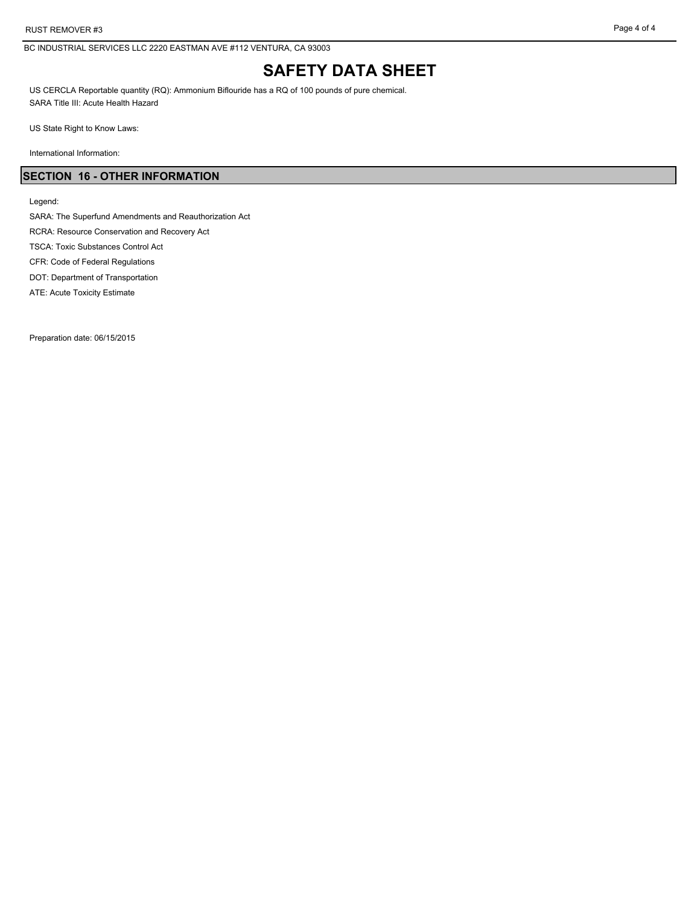US CERCLA Reportable quantity (RQ): Ammonium Biflouride has a RQ of 100 pounds of pure chemical.

SARA Title III: Acute Health Hazard

US State Right to Know Laws:

International Information:

## SECTION 16 - OTHER INFORMATION

Legend:

SARA: The Superfund Amendments and Reauthorization Act

RCRA: Resource Conservation and Recovery Act

TSCA: Toxic Substances Control Act

CFR: Code of Federal Regulations

DOT: Department of Transportation

ATE: Acute Toxicity Estimate

Preparation date: 06/15/2015